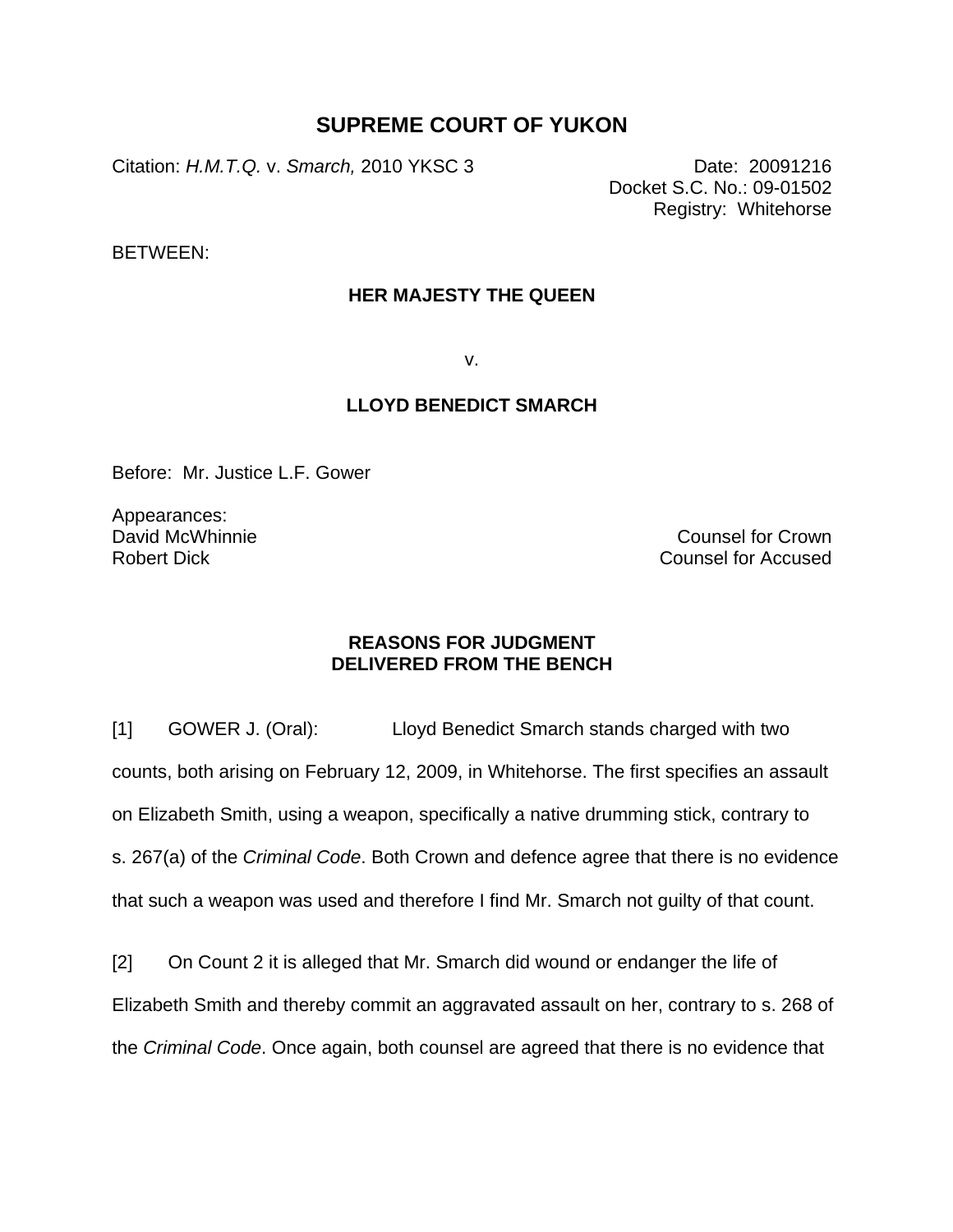# SUPREME COURT OF YUKON

Citation: *H.M.T.Q.* v. *Smarch,* 2010 YKSC 3

Date: 20091216
Docket S.C. No.: 09-01502
Registry: Whitehorse

BETWEEN:

**HER MAJESTY THE QUEEN**

v.

**LLOYD BENEDICT SMARCH**

Before: Mr. Justice L.F. Gower

Appearances:
David McWhinnie — Counsel for Crown
Robert Dick — Counsel for Accused

**REASONS FOR JUDGMENT**
**DELIVERED FROM THE BENCH**

[1] GOWER J. (Oral): Lloyd Benedict Smarch stands charged with two counts, both arising on February 12, 2009, in Whitehorse. The first specifies an assault on Elizabeth Smith, using a weapon, specifically a native drumming stick, contrary to s. 267(a) of the *Criminal Code*. Both Crown and defence agree that there is no evidence that such a weapon was used and therefore I find Mr. Smarch not guilty of that count.

[2] On Count 2 it is alleged that Mr. Smarch did wound or endanger the life of Elizabeth Smith and thereby commit an aggravated assault on her, contrary to s. 268 of the *Criminal Code*. Once again, both counsel are agreed that there is no evidence that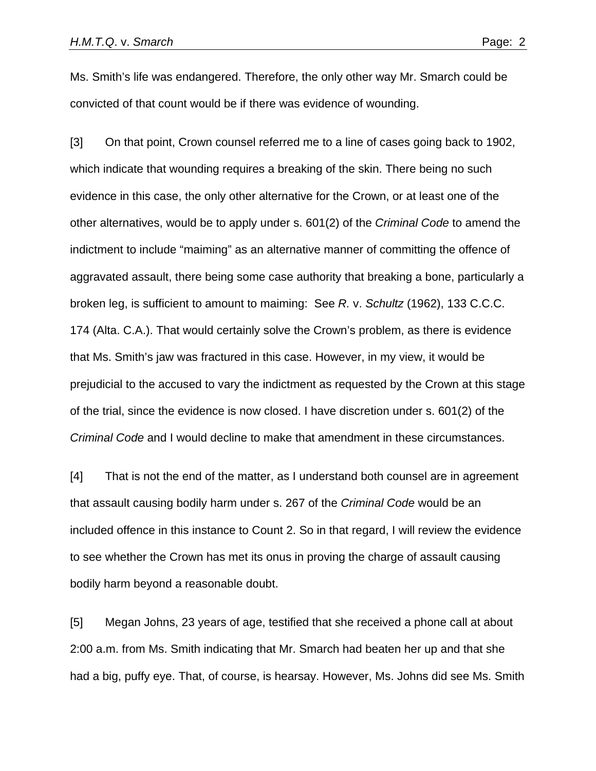Ms. Smith's life was endangered. Therefore, the only other way Mr. Smarch could be convicted of that count would be if there was evidence of wounding.

[3] On that point, Crown counsel referred me to a line of cases going back to 1902, which indicate that wounding requires a breaking of the skin. There being no such evidence in this case, the only other alternative for the Crown, or at least one of the other alternatives, would be to apply under s. 601(2) of the *Criminal Code* to amend the indictment to include "maiming" as an alternative manner of committing the offence of aggravated assault, there being some case authority that breaking a bone, particularly a broken leg, is sufficient to amount to maiming: See *R.* v. *Schultz* (1962), 133 C.C.C. 174 (Alta. C.A.). That would certainly solve the Crown's problem, as there is evidence that Ms. Smith's jaw was fractured in this case. However, in my view, it would be prejudicial to the accused to vary the indictment as requested by the Crown at this stage of the trial, since the evidence is now closed. I have discretion under s. 601(2) of the *Criminal Code* and I would decline to make that amendment in these circumstances.

[4] That is not the end of the matter, as I understand both counsel are in agreement that assault causing bodily harm under s. 267 of the *Criminal Code* would be an included offence in this instance to Count 2. So in that regard, I will review the evidence to see whether the Crown has met its onus in proving the charge of assault causing bodily harm beyond a reasonable doubt.

[5] Megan Johns, 23 years of age, testified that she received a phone call at about 2:00 a.m. from Ms. Smith indicating that Mr. Smarch had beaten her up and that she had a big, puffy eye. That, of course, is hearsay. However, Ms. Johns did see Ms. Smith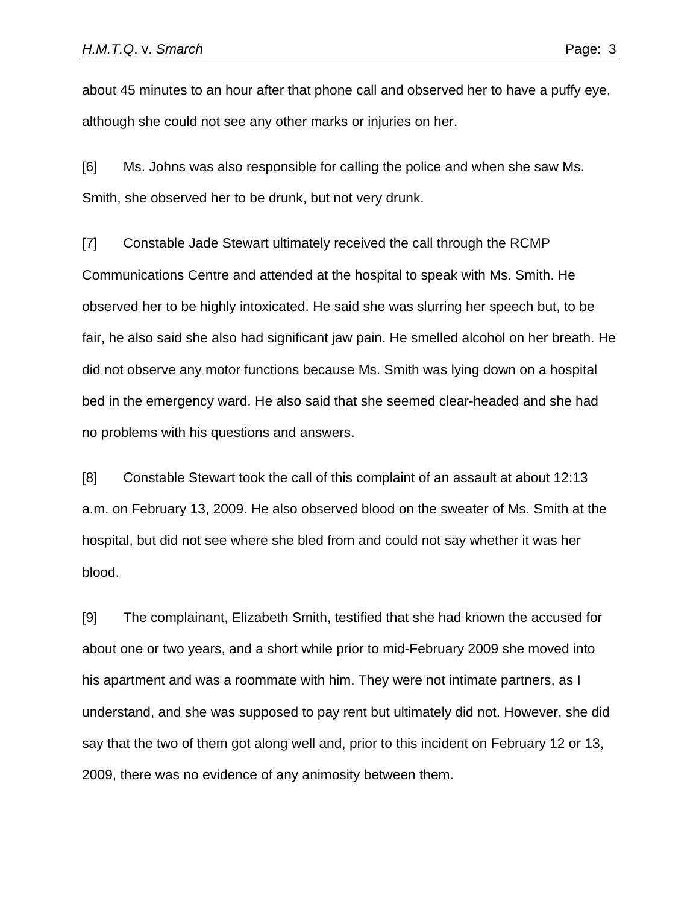about 45 minutes to an hour after that phone call and observed her to have a puffy eye, although she could not see any other marks or injuries on her.

[6] Ms. Johns was also responsible for calling the police and when she saw Ms. Smith, she observed her to be drunk, but not very drunk.

[7] Constable Jade Stewart ultimately received the call through the RCMP Communications Centre and attended at the hospital to speak with Ms. Smith. He observed her to be highly intoxicated. He said she was slurring her speech but, to be fair, he also said she also had significant jaw pain. He smelled alcohol on her breath. He did not observe any motor functions because Ms. Smith was lying down on a hospital bed in the emergency ward. He also said that she seemed clear-headed and she had no problems with his questions and answers.

[8] Constable Stewart took the call of this complaint of an assault at about 12:13 a.m. on February 13, 2009. He also observed blood on the sweater of Ms. Smith at the hospital, but did not see where she bled from and could not say whether it was her blood.

[9] The complainant, Elizabeth Smith, testified that she had known the accused for about one or two years, and a short while prior to mid-February 2009 she moved into his apartment and was a roommate with him. They were not intimate partners, as I understand, and she was supposed to pay rent but ultimately did not. However, she did say that the two of them got along well and, prior to this incident on February 12 or 13, 2009, there was no evidence of any animosity between them.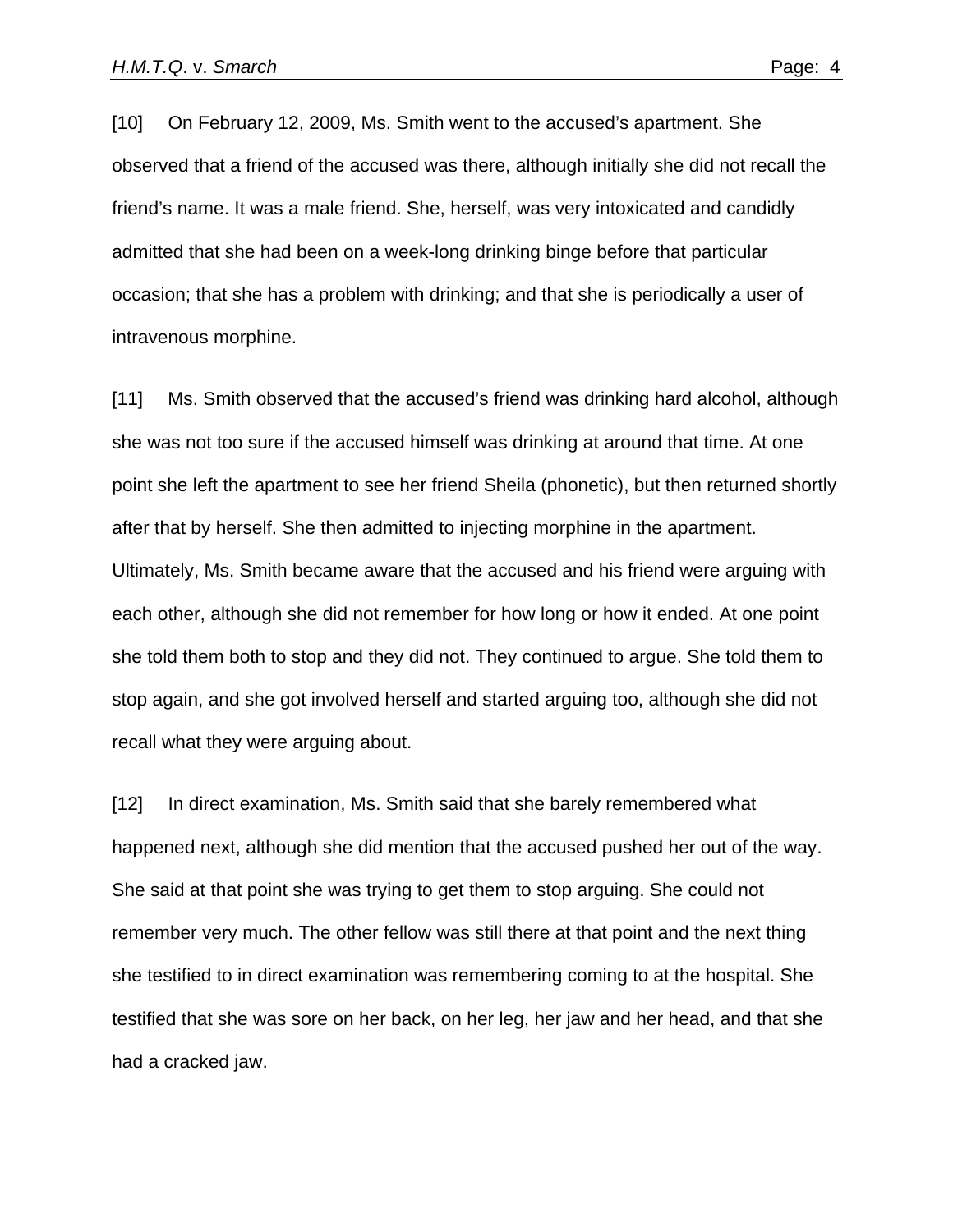[10] On February 12, 2009, Ms. Smith went to the accused's apartment. She observed that a friend of the accused was there, although initially she did not recall the friend's name. It was a male friend. She, herself, was very intoxicated and candidly admitted that she had been on a week-long drinking binge before that particular occasion; that she has a problem with drinking; and that she is periodically a user of intravenous morphine.

[11] Ms. Smith observed that the accused's friend was drinking hard alcohol, although she was not too sure if the accused himself was drinking at around that time. At one point she left the apartment to see her friend Sheila (phonetic), but then returned shortly after that by herself. She then admitted to injecting morphine in the apartment. Ultimately, Ms. Smith became aware that the accused and his friend were arguing with each other, although she did not remember for how long or how it ended. At one point she told them both to stop and they did not. They continued to argue. She told them to stop again, and she got involved herself and started arguing too, although she did not recall what they were arguing about.

[12] In direct examination, Ms. Smith said that she barely remembered what happened next, although she did mention that the accused pushed her out of the way. She said at that point she was trying to get them to stop arguing. She could not remember very much. The other fellow was still there at that point and the next thing she testified to in direct examination was remembering coming to at the hospital. She testified that she was sore on her back, on her leg, her jaw and her head, and that she had a cracked jaw.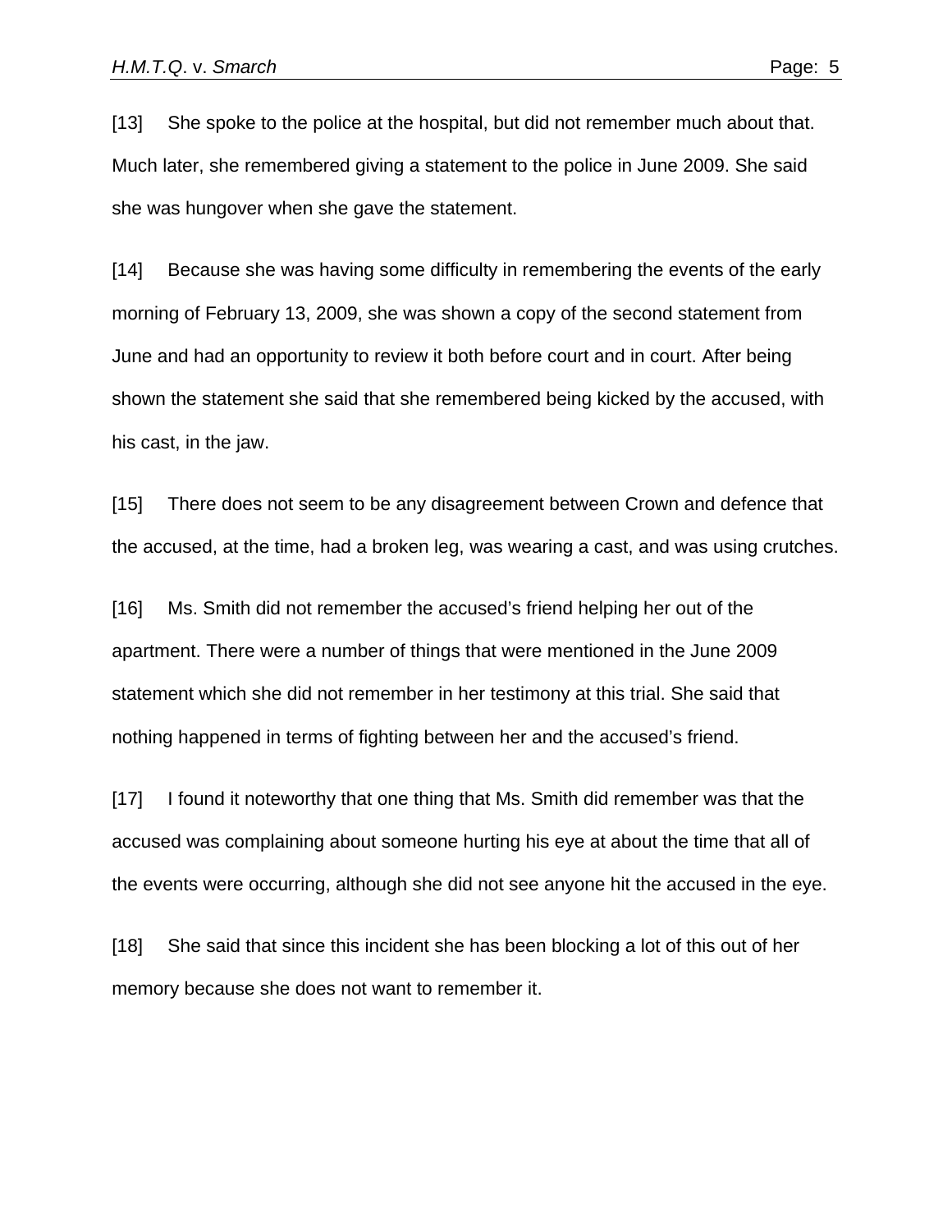[13] She spoke to the police at the hospital, but did not remember much about that. Much later, she remembered giving a statement to the police in June 2009. She said she was hungover when she gave the statement.

[14] Because she was having some difficulty in remembering the events of the early morning of February 13, 2009, she was shown a copy of the second statement from June and had an opportunity to review it both before court and in court. After being shown the statement she said that she remembered being kicked by the accused, with his cast, in the jaw.

[15] There does not seem to be any disagreement between Crown and defence that the accused, at the time, had a broken leg, was wearing a cast, and was using crutches.

[16] Ms. Smith did not remember the accused's friend helping her out of the apartment. There were a number of things that were mentioned in the June 2009 statement which she did not remember in her testimony at this trial. She said that nothing happened in terms of fighting between her and the accused's friend.

[17] I found it noteworthy that one thing that Ms. Smith did remember was that the accused was complaining about someone hurting his eye at about the time that all of the events were occurring, although she did not see anyone hit the accused in the eye.

[18] She said that since this incident she has been blocking a lot of this out of her memory because she does not want to remember it.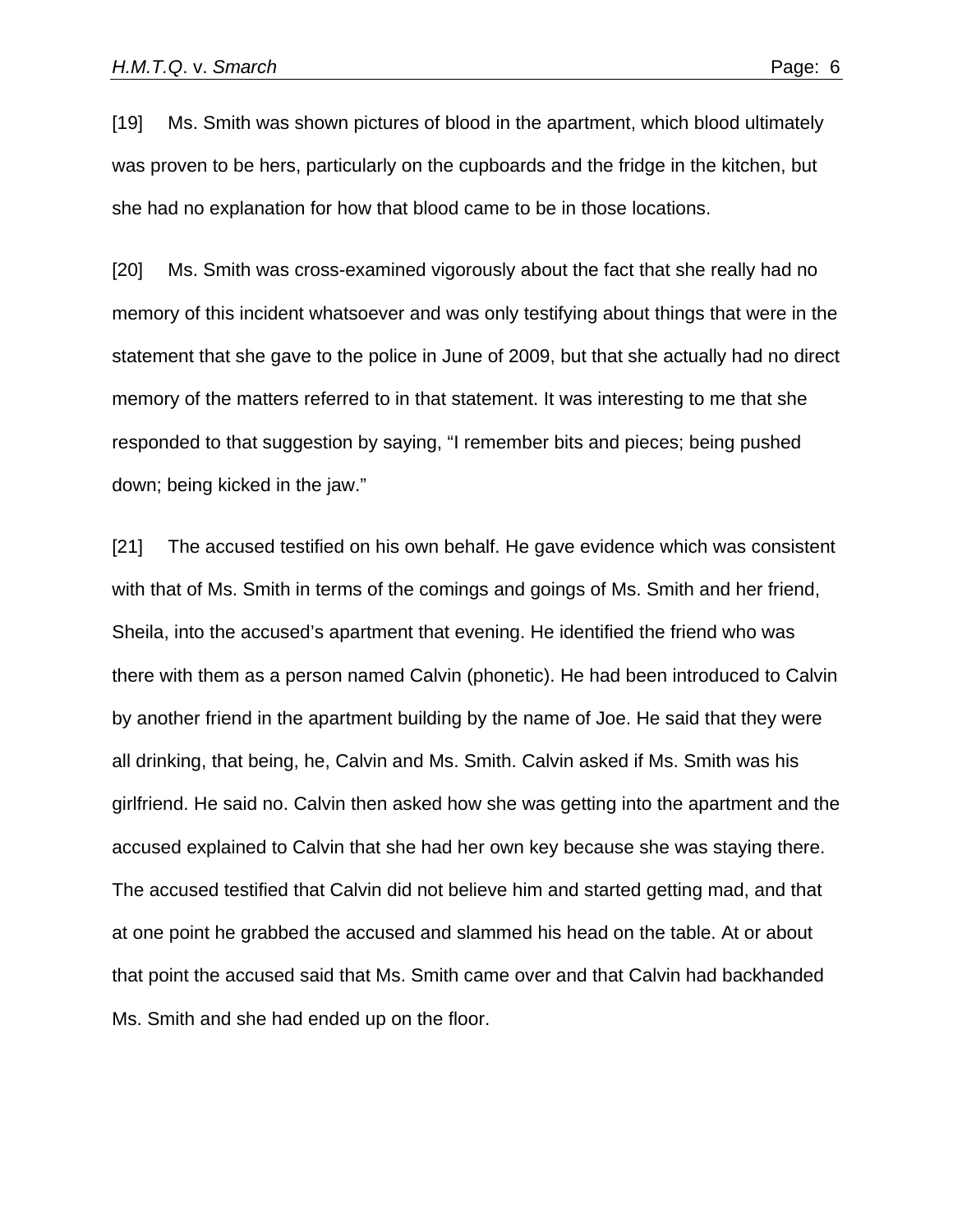[19] Ms. Smith was shown pictures of blood in the apartment, which blood ultimately was proven to be hers, particularly on the cupboards and the fridge in the kitchen, but she had no explanation for how that blood came to be in those locations.

[20] Ms. Smith was cross-examined vigorously about the fact that she really had no memory of this incident whatsoever and was only testifying about things that were in the statement that she gave to the police in June of 2009, but that she actually had no direct memory of the matters referred to in that statement. It was interesting to me that she responded to that suggestion by saying, "I remember bits and pieces; being pushed down; being kicked in the jaw."

[21] The accused testified on his own behalf. He gave evidence which was consistent with that of Ms. Smith in terms of the comings and goings of Ms. Smith and her friend, Sheila, into the accused's apartment that evening. He identified the friend who was there with them as a person named Calvin (phonetic). He had been introduced to Calvin by another friend in the apartment building by the name of Joe. He said that they were all drinking, that being, he, Calvin and Ms. Smith. Calvin asked if Ms. Smith was his girlfriend. He said no. Calvin then asked how she was getting into the apartment and the accused explained to Calvin that she had her own key because she was staying there. The accused testified that Calvin did not believe him and started getting mad, and that at one point he grabbed the accused and slammed his head on the table. At or about that point the accused said that Ms. Smith came over and that Calvin had backhanded Ms. Smith and she had ended up on the floor.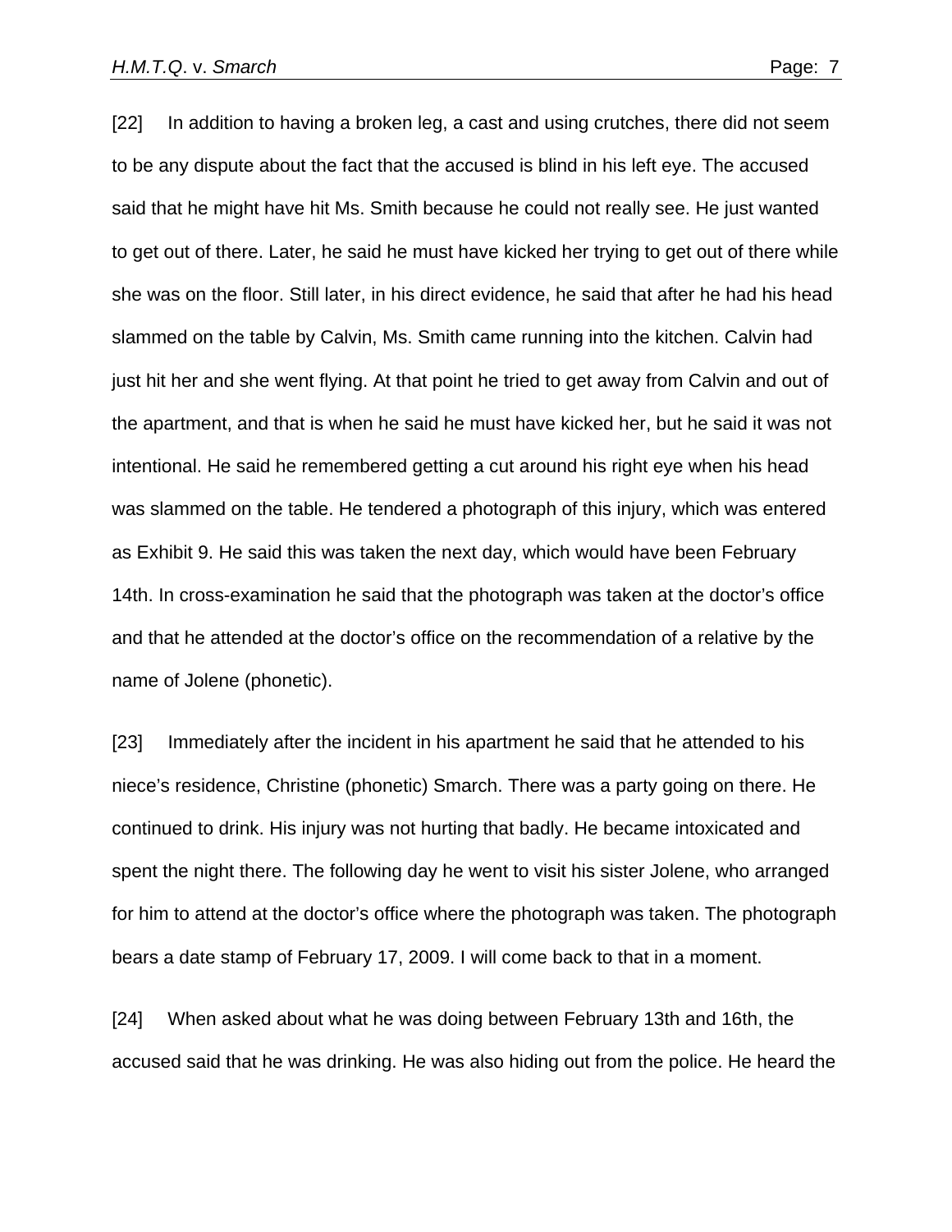[22] In addition to having a broken leg, a cast and using crutches, there did not seem to be any dispute about the fact that the accused is blind in his left eye. The accused said that he might have hit Ms. Smith because he could not really see. He just wanted to get out of there. Later, he said he must have kicked her trying to get out of there while she was on the floor. Still later, in his direct evidence, he said that after he had his head slammed on the table by Calvin, Ms. Smith came running into the kitchen. Calvin had just hit her and she went flying. At that point he tried to get away from Calvin and out of the apartment, and that is when he said he must have kicked her, but he said it was not intentional. He said he remembered getting a cut around his right eye when his head was slammed on the table. He tendered a photograph of this injury, which was entered as Exhibit 9. He said this was taken the next day, which would have been February 14th. In cross-examination he said that the photograph was taken at the doctor's office and that he attended at the doctor's office on the recommendation of a relative by the name of Jolene (phonetic).

[23] Immediately after the incident in his apartment he said that he attended to his niece's residence, Christine (phonetic) Smarch. There was a party going on there. He continued to drink. His injury was not hurting that badly. He became intoxicated and spent the night there. The following day he went to visit his sister Jolene, who arranged for him to attend at the doctor's office where the photograph was taken. The photograph bears a date stamp of February 17, 2009. I will come back to that in a moment.

[24] When asked about what he was doing between February 13th and 16th, the accused said that he was drinking. He was also hiding out from the police. He heard the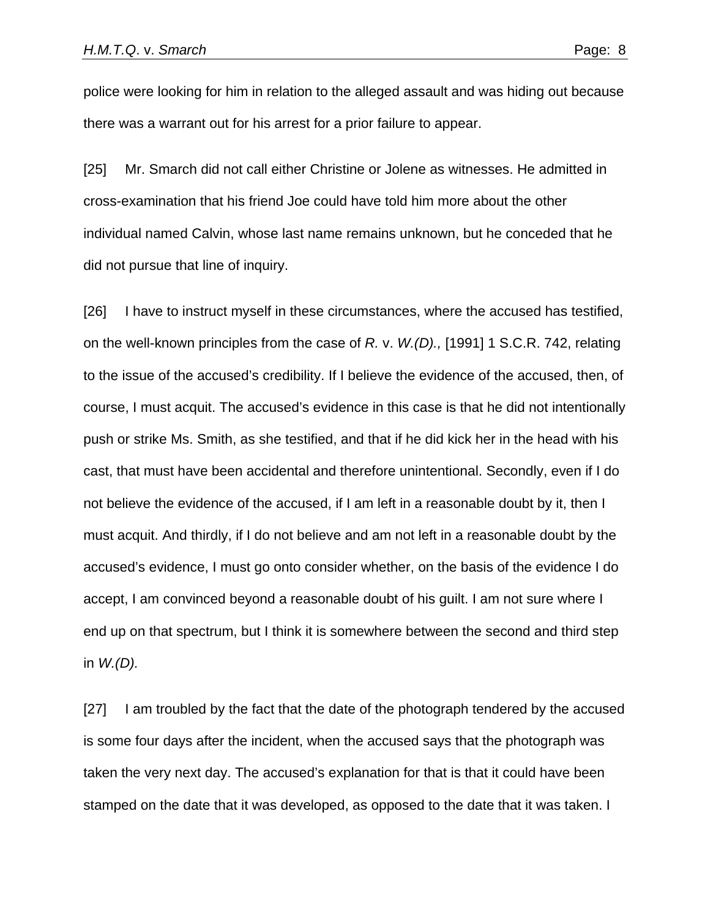police were looking for him in relation to the alleged assault and was hiding out because there was a warrant out for his arrest for a prior failure to appear.

[25] Mr. Smarch did not call either Christine or Jolene as witnesses. He admitted in cross-examination that his friend Joe could have told him more about the other individual named Calvin, whose last name remains unknown, but he conceded that he did not pursue that line of inquiry.

[26] I have to instruct myself in these circumstances, where the accused has testified, on the well-known principles from the case of *R.* v. *W.(D).,* [1991] 1 S.C.R. 742, relating to the issue of the accused's credibility. If I believe the evidence of the accused, then, of course, I must acquit. The accused's evidence in this case is that he did not intentionally push or strike Ms. Smith, as she testified, and that if he did kick her in the head with his cast, that must have been accidental and therefore unintentional. Secondly, even if I do not believe the evidence of the accused, if I am left in a reasonable doubt by it, then I must acquit. And thirdly, if I do not believe and am not left in a reasonable doubt by the accused's evidence, I must go onto consider whether, on the basis of the evidence I do accept, I am convinced beyond a reasonable doubt of his guilt. I am not sure where I end up on that spectrum, but I think it is somewhere between the second and third step in *W.(D).*

[27] I am troubled by the fact that the date of the photograph tendered by the accused is some four days after the incident, when the accused says that the photograph was taken the very next day. The accused's explanation for that is that it could have been stamped on the date that it was developed, as opposed to the date that it was taken. I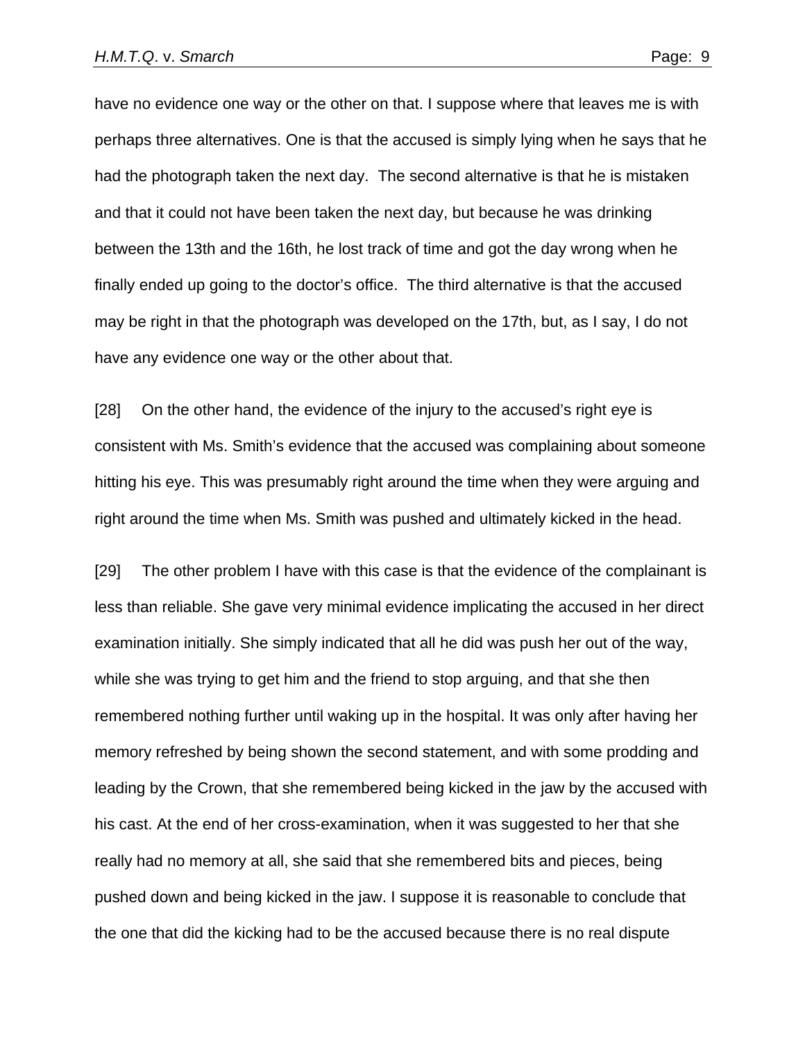have no evidence one way or the other on that. I suppose where that leaves me is with perhaps three alternatives. One is that the accused is simply lying when he says that he had the photograph taken the next day. The second alternative is that he is mistaken and that it could not have been taken the next day, but because he was drinking between the 13th and the 16th, he lost track of time and got the day wrong when he finally ended up going to the doctor's office. The third alternative is that the accused may be right in that the photograph was developed on the 17th, but, as I say, I do not have any evidence one way or the other about that.

[28] On the other hand, the evidence of the injury to the accused's right eye is consistent with Ms. Smith's evidence that the accused was complaining about someone hitting his eye. This was presumably right around the time when they were arguing and right around the time when Ms. Smith was pushed and ultimately kicked in the head.

[29] The other problem I have with this case is that the evidence of the complainant is less than reliable. She gave very minimal evidence implicating the accused in her direct examination initially. She simply indicated that all he did was push her out of the way, while she was trying to get him and the friend to stop arguing, and that she then remembered nothing further until waking up in the hospital. It was only after having her memory refreshed by being shown the second statement, and with some prodding and leading by the Crown, that she remembered being kicked in the jaw by the accused with his cast. At the end of her cross-examination, when it was suggested to her that she really had no memory at all, she said that she remembered bits and pieces, being pushed down and being kicked in the jaw. I suppose it is reasonable to conclude that the one that did the kicking had to be the accused because there is no real dispute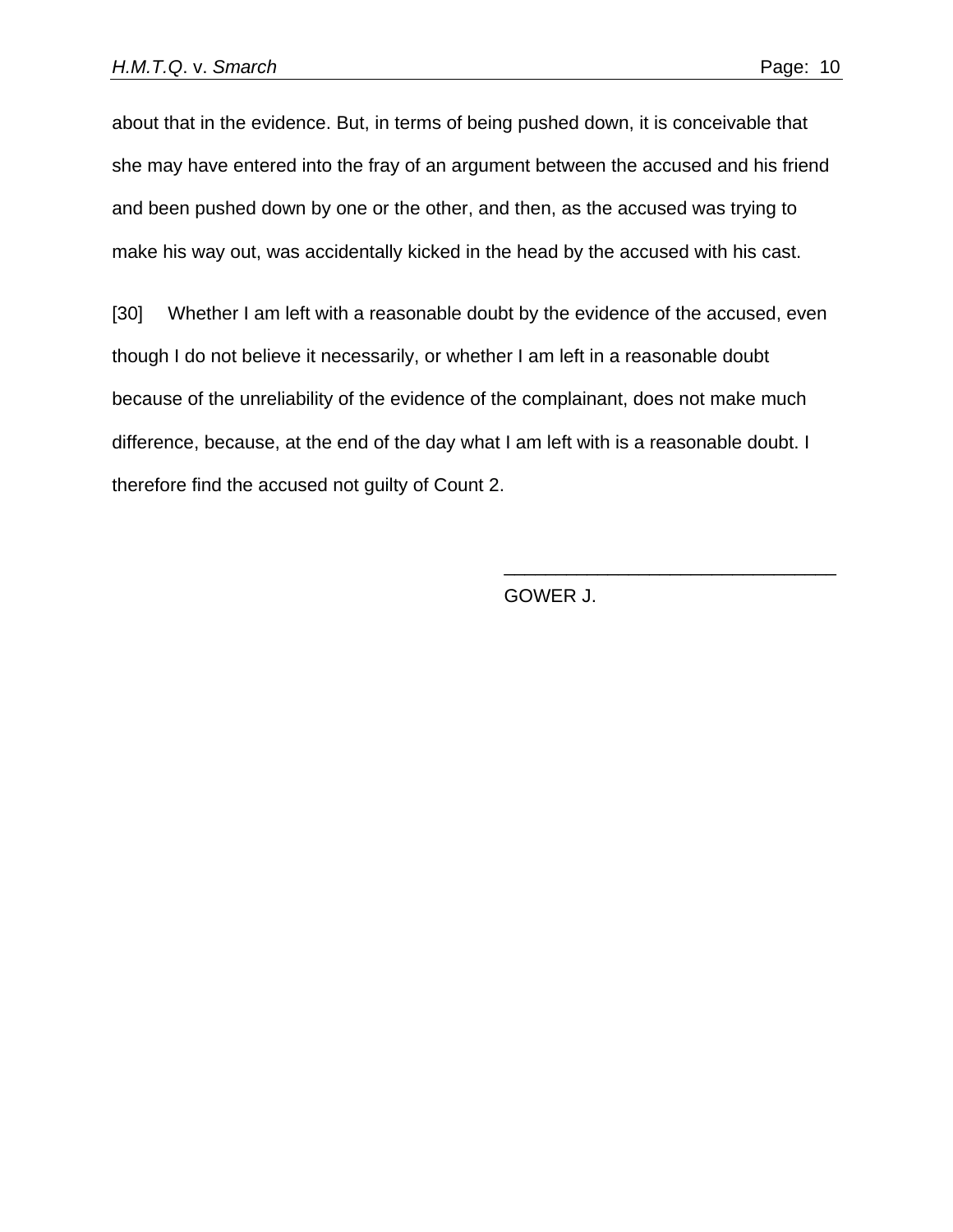about that in the evidence. But, in terms of being pushed down, it is conceivable that she may have entered into the fray of an argument between the accused and his friend and been pushed down by one or the other, and then, as the accused was trying to make his way out, was accidentally kicked in the head by the accused with his cast.

[30] Whether I am left with a reasonable doubt by the evidence of the accused, even though I do not believe it necessarily, or whether I am left in a reasonable doubt because of the unreliability of the evidence of the complainant, does not make much difference, because, at the end of the day what I am left with is a reasonable doubt. I therefore find the accused not guilty of Count 2.

\_\_\_\_\_\_\_\_\_\_\_\_\_\_\_\_\_\_\_\_\_\_\_\_\_\_\_\_\_\_\_\_

GOWER J.